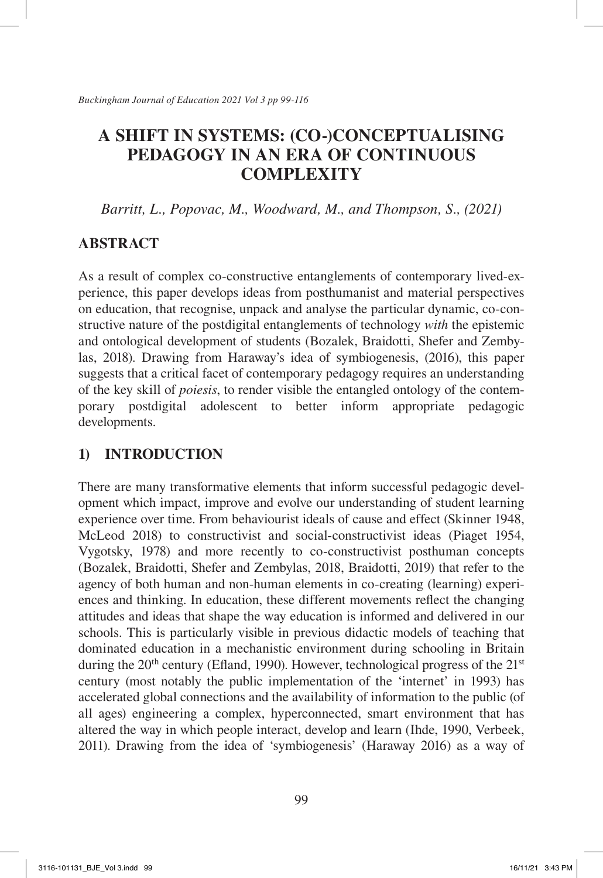# A SHIFT IN SYSTEMS: (CO-)CONCEPTUALISING PEDAGOGY IN AN ERA OF CONTINUOUS COMPLEXITY

*Barritt, L., Popovac, M., Woodward, M., and Thompson, S., (2021)*

## ABSTRACT

As a result of complex co-constructive entanglements of contemporary lived-experience, this paper develops ideas from posthumanist and material perspectives on education, that recognise, unpack and analyse the particular dynamic, co-constructive nature of the postdigital entanglements of technology *with* the epistemic and ontological development of students (Bozalek, Braidotti, Shefer and Zembylas, 2018). Drawing from Haraway's idea of symbiogenesis, (2016), this paper suggests that a critical facet of contemporary pedagogy requires an understanding of the key skill of *poiesis*, to render visible the entangled ontology of the contemporary postdigital adolescent to better inform appropriate pedagogic developments.

## 1) INTRODUCTION

There are many transformative elements that inform successful pedagogic development which impact, improve and evolve our understanding of student learning experience over time. From behaviourist ideals of cause and effect (Skinner 1948, McLeod 2018) to constructivist and social-constructivist ideas (Piaget 1954, Vygotsky, 1978) and more recently to co-constructivist posthuman concepts (Bozalek, Braidotti, Shefer and Zembylas, 2018, Braidotti, 2019) that refer to the agency of both human and non-human elements in co-creating (learning) experiences and thinking. In education, these different movements reflect the changing attitudes and ideas that shape the way education is informed and delivered in our schools. This is particularly visible in previous didactic models of teaching that dominated education in a mechanistic environment during schooling in Britain during the 20th century (Efland, 1990). However, technological progress of the 21st century (most notably the public implementation of the 'internet' in 1993) has accelerated global connections and the availability of information to the public (of all ages) engineering a complex, hyperconnected, smart environment that has altered the way in which people interact, develop and learn (Ihde, 1990, Verbeek, 2011). Drawing from the idea of 'symbiogenesis' (Haraway 2016) as a way of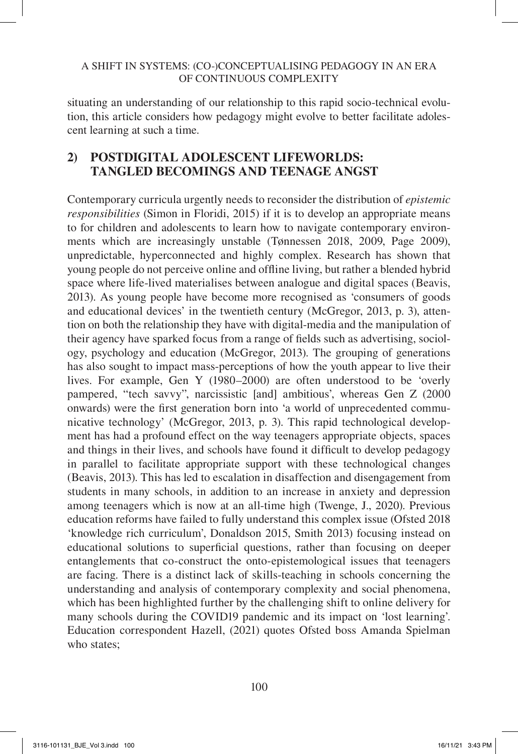situating an understanding of our relationship to this rapid socio-technical evolution, this article considers how pedagogy might evolve to better facilitate adolescent learning at such a time.

## 2) POSTDIGITAL ADOLESCENT LIFEWORLDS: TANGLED BECOMINGS AND TEENAGE ANGST

Contemporary curricula urgently needs to reconsider the distribution of *epistemic responsibilities* (Simon in Floridi, 2015) if it is to develop an appropriate means to for children and adolescents to learn how to navigate contemporary environments which are increasingly unstable (Tønnessen 2018, 2009, Page 2009), unpredictable, hyperconnected and highly complex. Research has shown that young people do not perceive online and offline living, but rather a blended hybrid space where life-lived materialises between analogue and digital spaces (Beavis, 2013). As young people have become more recognised as 'consumers of goods and educational devices' in the twentieth century (McGregor, 2013, p. 3), attention on both the relationship they have with digital-media and the manipulation of their agency have sparked focus from a range of fields such as advertising, sociology, psychology and education (McGregor, 2013). The grouping of generations has also sought to impact mass-perceptions of how the youth appear to live their lives. For example, Gen Y (1980–2000) are often understood to be 'overly pampered, "tech savvy", narcissistic [and] ambitious', whereas Gen Z (2000 onwards) were the first generation born into 'a world of unprecedented communicative technology' (McGregor, 2013, p. 3). This rapid technological development has had a profound effect on the way teenagers appropriate objects, spaces and things in their lives, and schools have found it difficult to develop pedagogy in parallel to facilitate appropriate support with these technological changes (Beavis, 2013). This has led to escalation in disaffection and disengagement from students in many schools, in addition to an increase in anxiety and depression among teenagers which is now at an all-time high (Twenge, J., 2020). Previous education reforms have failed to fully understand this complex issue (Ofsted 2018 'knowledge rich curriculum', Donaldson 2015, Smith 2013) focusing instead on educational solutions to superficial questions, rather than focusing on deeper entanglements that co-construct the onto-epistemological issues that teenagers are facing. There is a distinct lack of skills-teaching in schools concerning the understanding and analysis of contemporary complexity and social phenomena, which has been highlighted further by the challenging shift to online delivery for many schools during the COVID19 pandemic and its impact on 'lost learning'. Education correspondent Hazell, (2021) quotes Ofsted boss Amanda Spielman who states;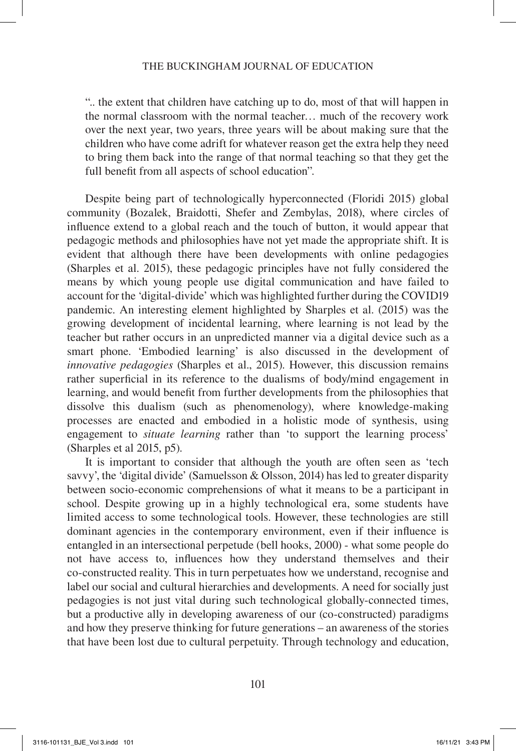".. the extent that children have catching up to do, most of that will happen in the normal classroom with the normal teacher… much of the recovery work over the next year, two years, three years will be about making sure that the children who have come adrift for whatever reason get the extra help they need to bring them back into the range of that normal teaching so that they get the full benefit from all aspects of school education".

Despite being part of technologically hyperconnected (Floridi 2015) global community (Bozalek, Braidotti, Shefer and Zembylas, 2018), where circles of influence extend to a global reach and the touch of button, it would appear that pedagogic methods and philosophies have not yet made the appropriate shift. It is evident that although there have been developments with online pedagogies (Sharples et al. 2015), these pedagogic principles have not fully considered the means by which young people use digital communication and have failed to account for the 'digital-divide' which was highlighted further during the COVID19 pandemic. An interesting element highlighted by Sharples et al. (2015) was the growing development of incidental learning, where learning is not lead by the teacher but rather occurs in an unpredicted manner via a digital device such as a smart phone. 'Embodied learning' is also discussed in the development of *innovative pedagogies* (Sharples et al., 2015). However, this discussion remains rather superficial in its reference to the dualisms of body/mind engagement in learning, and would benefit from further developments from the philosophies that dissolve this dualism (such as phenomenology), where knowledge-making processes are enacted and embodied in a holistic mode of synthesis, using engagement to *situate learning* rather than 'to support the learning process' (Sharples et al 2015, p5).

It is important to consider that although the youth are often seen as 'tech savvy', the 'digital divide' (Samuelsson & Olsson, 2014) has led to greater disparity between socio-economic comprehensions of what it means to be a participant in school. Despite growing up in a highly technological era, some students have limited access to some technological tools. However, these technologies are still dominant agencies in the contemporary environment, even if their influence is entangled in an intersectional perpetude (bell hooks, 2000) - what some people do not have access to, influences how they understand themselves and their co-constructed reality. This in turn perpetuates how we understand, recognise and label our social and cultural hierarchies and developments. A need for socially just pedagogies is not just vital during such technological globally-connected times, but a productive ally in developing awareness of our (co-constructed) paradigms and how they preserve thinking for future generations – an awareness of the stories that have been lost due to cultural perpetuity. Through technology and education,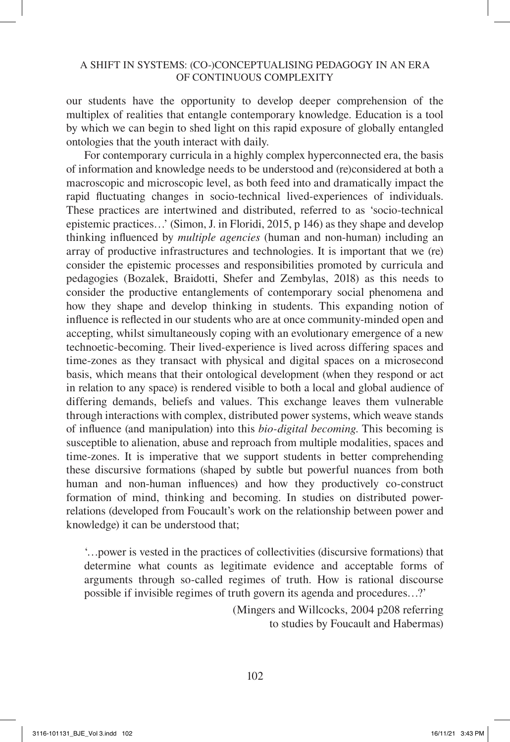our students have the opportunity to develop deeper comprehension of the multiplex of realities that entangle contemporary knowledge. Education is a tool by which we can begin to shed light on this rapid exposure of globally entangled ontologies that the youth interact with daily.

For contemporary curricula in a highly complex hyperconnected era, the basis of information and knowledge needs to be understood and (re)considered at both a macroscopic and microscopic level, as both feed into and dramatically impact the rapid fluctuating changes in socio-technical lived-experiences of individuals. These practices are intertwined and distributed, referred to as 'socio-technical epistemic practices…' (Simon, J. in Floridi, 2015, p 146) as they shape and develop thinking influenced by *multiple agencies* (human and non-human) including an array of productive infrastructures and technologies. It is important that we (re) consider the epistemic processes and responsibilities promoted by curricula and pedagogies (Bozalek, Braidotti, Shefer and Zembylas, 2018) as this needs to consider the productive entanglements of contemporary social phenomena and how they shape and develop thinking in students. This expanding notion of influence is reflected in our students who are at once community-minded open and accepting, whilst simultaneously coping with an evolutionary emergence of a new technoetic-becoming. Their lived-experience is lived across differing spaces and time-zones as they transact with physical and digital spaces on a microsecond basis, which means that their ontological development (when they respond or act in relation to any space) is rendered visible to both a local and global audience of differing demands, beliefs and values. This exchange leaves them vulnerable through interactions with complex, distributed power systems, which weave stands of influence (and manipulation) into this *bio-digital becoming*. This becoming is susceptible to alienation, abuse and reproach from multiple modalities, spaces and time-zones. It is imperative that we support students in better comprehending these discursive formations (shaped by subtle but powerful nuances from both human and non-human influences) and how they productively co-construct formation of mind, thinking and becoming. In studies on distributed power-relations (developed from Foucault's work on the relationship between power and knowledge) it can be understood that;

> '…power is vested in the practices of collectivities (discursive formations) that determine what counts as legitimate evidence and acceptable forms of arguments through so-called regimes of truth. How is rational discourse possible if invisible regimes of truth govern its agenda and procedures…?'
>
> (Mingers and Willcocks, 2004 p208 referring to studies by Foucault and Habermas)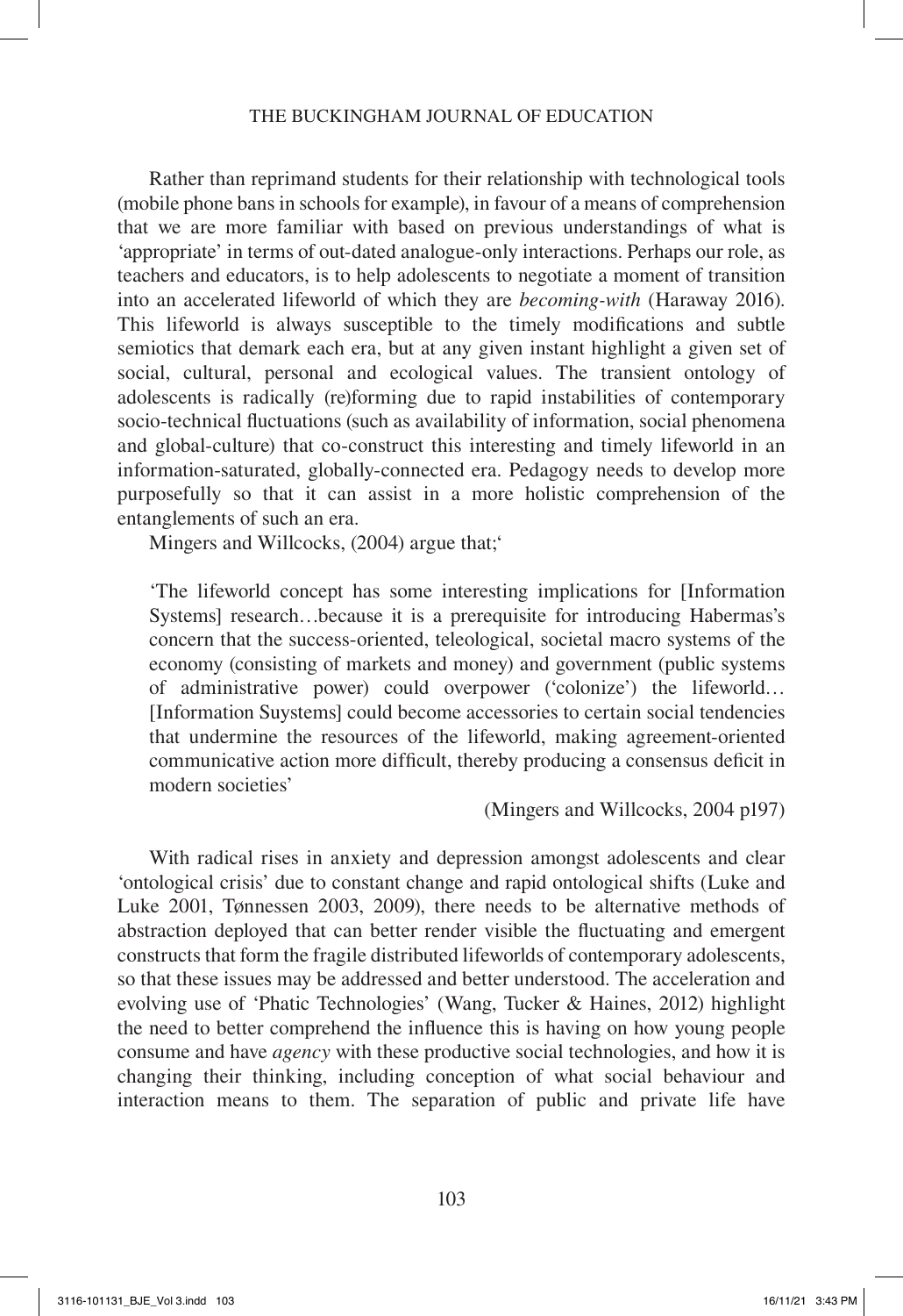Rather than reprimand students for their relationship with technological tools (mobile phone bans in schools for example), in favour of a means of comprehension that we are more familiar with based on previous understandings of what is 'appropriate' in terms of out-dated analogue-only interactions. Perhaps our role, as teachers and educators, is to help adolescents to negotiate a moment of transition into an accelerated lifeworld of which they are *becoming-with* (Haraway 2016). This lifeworld is always susceptible to the timely modifications and subtle semiotics that demark each era, but at any given instant highlight a given set of social, cultural, personal and ecological values. The transient ontology of adolescents is radically (re)forming due to rapid instabilities of contemporary socio-technical fluctuations (such as availability of information, social phenomena and global-culture) that co-construct this interesting and timely lifeworld in an information-saturated, globally-connected era. Pedagogy needs to develop more purposefully so that it can assist in a more holistic comprehension of the entanglements of such an era.

Mingers and Willcocks, (2004) argue that;'

> 'The lifeworld concept has some interesting implications for [Information Systems] research…because it is a prerequisite for introducing Habermas's concern that the success-oriented, teleological, societal macro systems of the economy (consisting of markets and money) and government (public systems of administrative power) could overpower ('colonize') the lifeworld… [Information Suystems] could become accessories to certain social tendencies that undermine the resources of the lifeworld, making agreement-oriented communicative action more difficult, thereby producing a consensus deficit in modern societies'
>
> (Mingers and Willcocks, 2004 p197)

With radical rises in anxiety and depression amongst adolescents and clear 'ontological crisis' due to constant change and rapid ontological shifts (Luke and Luke 2001, Tønnessen 2003, 2009), there needs to be alternative methods of abstraction deployed that can better render visible the fluctuating and emergent constructs that form the fragile distributed lifeworlds of contemporary adolescents, so that these issues may be addressed and better understood. The acceleration and evolving use of 'Phatic Technologies' (Wang, Tucker & Haines, 2012) highlight the need to better comprehend the influence this is having on how young people consume and have *agency* with these productive social technologies, and how it is changing their thinking, including conception of what social behaviour and interaction means to them. The separation of public and private life have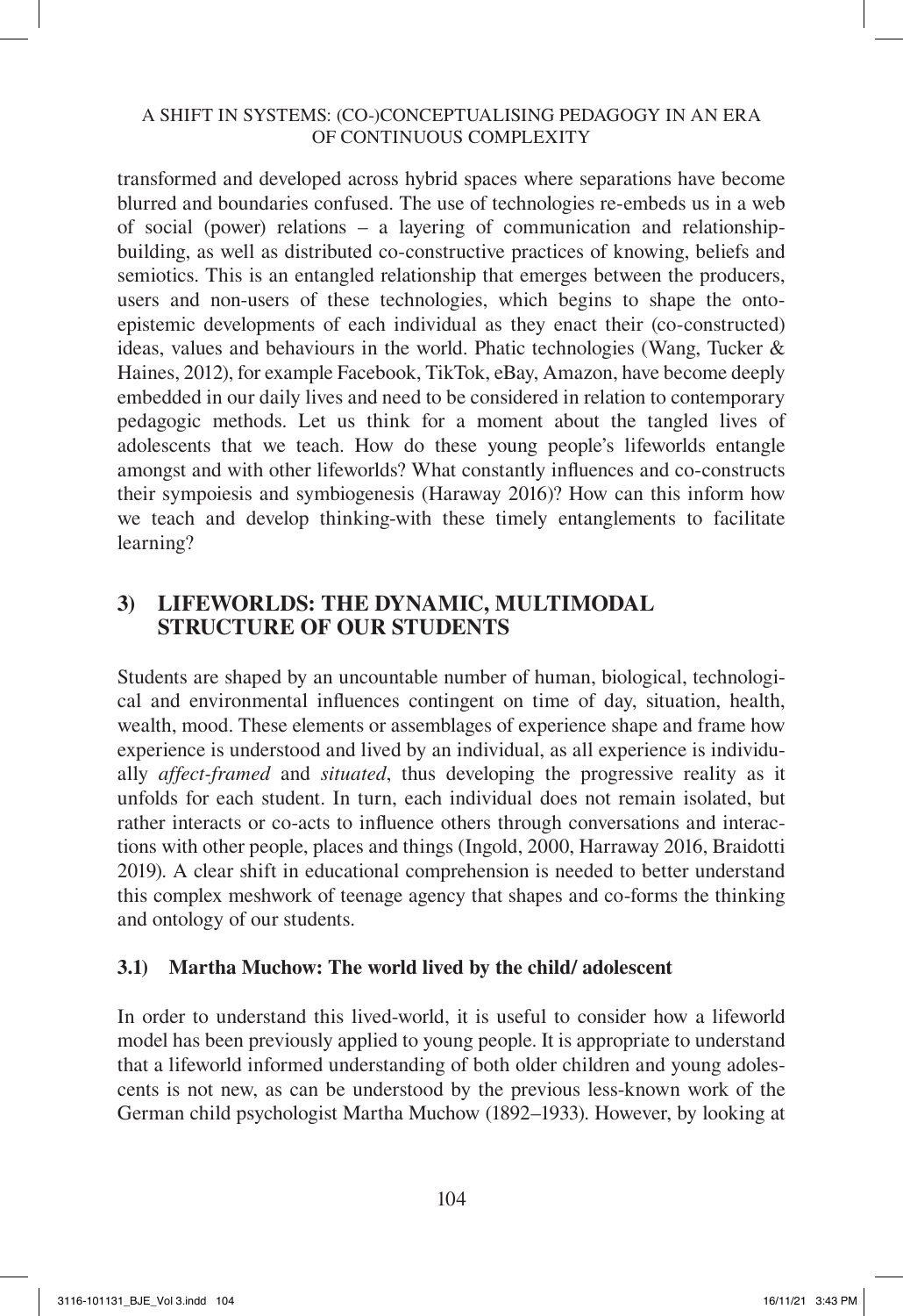transformed and developed across hybrid spaces where separations have become blurred and boundaries confused. The use of technologies re-embeds us in a web of social (power) relations – a layering of communication and relationship-building, as well as distributed co-constructive practices of knowing, beliefs and semiotics. This is an entangled relationship that emerges between the producers, users and non-users of these technologies, which begins to shape the onto-epistemic developments of each individual as they enact their (co-constructed) ideas, values and behaviours in the world. Phatic technologies (Wang, Tucker & Haines, 2012), for example Facebook, TikTok, eBay, Amazon, have become deeply embedded in our daily lives and need to be considered in relation to contemporary pedagogic methods. Let us think for a moment about the tangled lives of adolescents that we teach. How do these young people's lifeworlds entangle amongst and with other lifeworlds? What constantly influences and co-constructs their sympoiesis and symbiogenesis (Haraway 2016)? How can this inform how we teach and develop thinking-with these timely entanglements to facilitate learning?

## 3) LIFEWORLDS: THE DYNAMIC, MULTIMODAL STRUCTURE OF OUR STUDENTS

Students are shaped by an uncountable number of human, biological, technological and environmental influences contingent on time of day, situation, health, wealth, mood. These elements or assemblages of experience shape and frame how experience is understood and lived by an individual, as all experience is individually *affect-framed* and *situated*, thus developing the progressive reality as it unfolds for each student. In turn, each individual does not remain isolated, but rather interacts or co-acts to influence others through conversations and interactions with other people, places and things (Ingold, 2000, Harraway 2016, Braidotti 2019). A clear shift in educational comprehension is needed to better understand this complex meshwork of teenage agency that shapes and co-forms the thinking and ontology of our students.

### 3.1) Martha Muchow: The world lived by the child/ adolescent

In order to understand this lived-world, it is useful to consider how a lifeworld model has been previously applied to young people. It is appropriate to understand that a lifeworld informed understanding of both older children and young adolescents is not new, as can be understood by the previous less-known work of the German child psychologist Martha Muchow (1892–1933). However, by looking at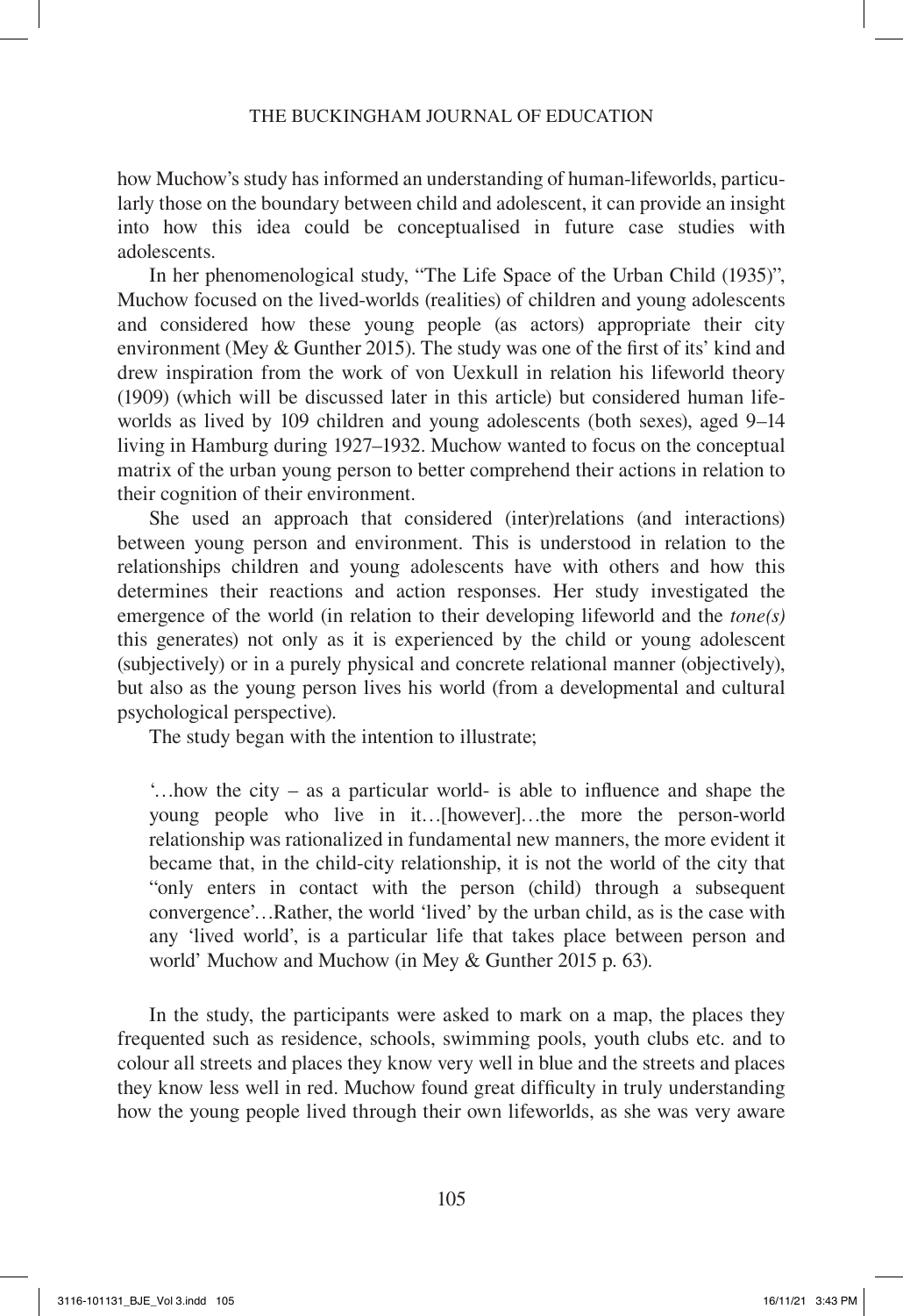how Muchow's study has informed an understanding of human-lifeworlds, particularly those on the boundary between child and adolescent, it can provide an insight into how this idea could be conceptualised in future case studies with adolescents.

In her phenomenological study, "The Life Space of the Urban Child (1935)", Muchow focused on the lived-worlds (realities) of children and young adolescents and considered how these young people (as actors) appropriate their city environment (Mey & Gunther 2015). The study was one of the first of its' kind and drew inspiration from the work of von Uexkull in relation his lifeworld theory (1909) (which will be discussed later in this article) but considered human lifeworlds as lived by 109 children and young adolescents (both sexes), aged 9–14 living in Hamburg during 1927–1932. Muchow wanted to focus on the conceptual matrix of the urban young person to better comprehend their actions in relation to their cognition of their environment.

She used an approach that considered (inter)relations (and interactions) between young person and environment. This is understood in relation to the relationships children and young adolescents have with others and how this determines their reactions and action responses. Her study investigated the emergence of the world (in relation to their developing lifeworld and the *tone(s)* this generates) not only as it is experienced by the child or young adolescent (subjectively) or in a purely physical and concrete relational manner (objectively), but also as the young person lives his world (from a developmental and cultural psychological perspective).

The study began with the intention to illustrate;

> '…how the city – as a particular world- is able to influence and shape the young people who live in it…[however]…the more the person-world relationship was rationalized in fundamental new manners, the more evident it became that, in the child-city relationship, it is not the world of the city that "only enters in contact with the person (child) through a subsequent convergence'…Rather, the world 'lived' by the urban child, as is the case with any 'lived world', is a particular life that takes place between person and world' Muchow and Muchow (in Mey & Gunther 2015 p. 63).

In the study, the participants were asked to mark on a map, the places they frequented such as residence, schools, swimming pools, youth clubs etc. and to colour all streets and places they know very well in blue and the streets and places they know less well in red. Muchow found great difficulty in truly understanding how the young people lived through their own lifeworlds, as she was very aware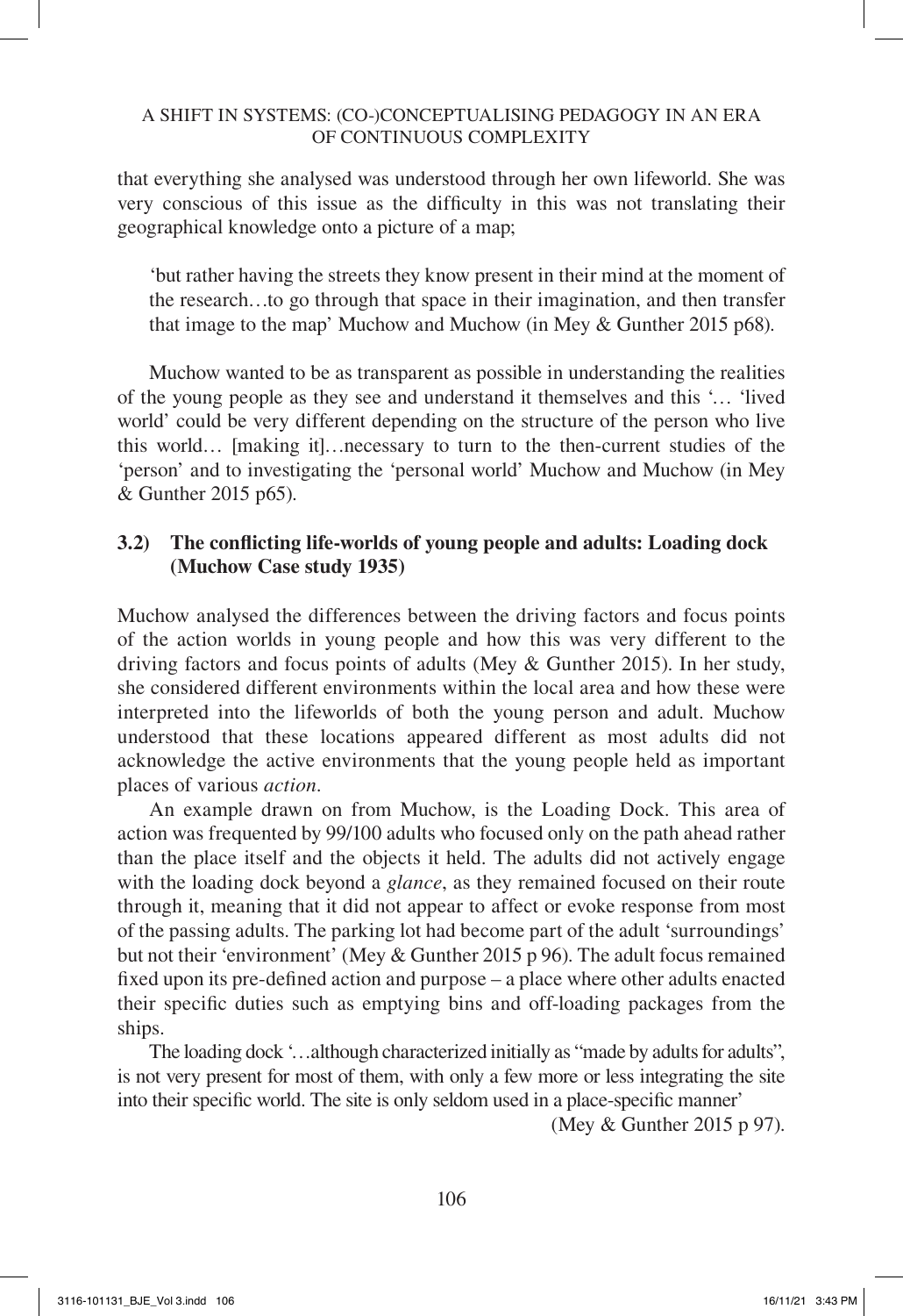that everything she analysed was understood through her own lifeworld. She was very conscious of this issue as the difficulty in this was not translating their geographical knowledge onto a picture of a map;

> 'but rather having the streets they know present in their mind at the moment of the research…to go through that space in their imagination, and then transfer that image to the map' Muchow and Muchow (in Mey & Gunther 2015 p68).

Muchow wanted to be as transparent as possible in understanding the realities of the young people as they see and understand it themselves and this '… 'lived world' could be very different depending on the structure of the person who live this world… [making it]…necessary to turn to the then-current studies of the 'person' and to investigating the 'personal world' Muchow and Muchow (in Mey & Gunther 2015 p65).

### 3.2) The conflicting life-worlds of young people and adults: Loading dock (Muchow Case study 1935)

Muchow analysed the differences between the driving factors and focus points of the action worlds in young people and how this was very different to the driving factors and focus points of adults (Mey & Gunther 2015). In her study, she considered different environments within the local area and how these were interpreted into the lifeworlds of both the young person and adult. Muchow understood that these locations appeared different as most adults did not acknowledge the active environments that the young people held as important places of various *action*.

An example drawn on from Muchow, is the Loading Dock. This area of action was frequented by 99/100 adults who focused only on the path ahead rather than the place itself and the objects it held. The adults did not actively engage with the loading dock beyond a *glance*, as they remained focused on their route through it, meaning that it did not appear to affect or evoke response from most of the passing adults. The parking lot had become part of the adult 'surroundings' but not their 'environment' (Mey & Gunther 2015 p 96). The adult focus remained fixed upon its pre-defined action and purpose – a place where other adults enacted their specific duties such as emptying bins and off-loading packages from the ships.

The loading dock '…although characterized initially as "made by adults for adults", is not very present for most of them, with only a few more or less integrating the site into their specific world. The site is only seldom used in a place-specific manner' (Mey & Gunther 2015 p 97).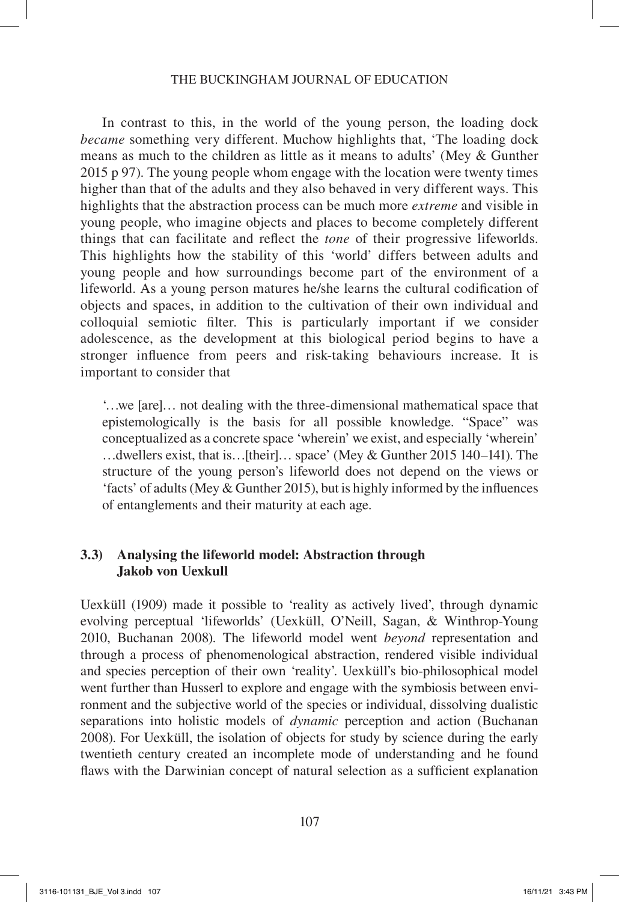In contrast to this, in the world of the young person, the loading dock *became* something very different. Muchow highlights that, 'The loading dock means as much to the children as little as it means to adults' (Mey & Gunther 2015 p 97). The young people whom engage with the location were twenty times higher than that of the adults and they also behaved in very different ways. This highlights that the abstraction process can be much more *extreme* and visible in young people, who imagine objects and places to become completely different things that can facilitate and reflect the *tone* of their progressive lifeworlds. This highlights how the stability of this 'world' differs between adults and young people and how surroundings become part of the environment of a lifeworld. As a young person matures he/she learns the cultural codification of objects and spaces, in addition to the cultivation of their own individual and colloquial semiotic filter. This is particularly important if we consider adolescence, as the development at this biological period begins to have a stronger influence from peers and risk-taking behaviours increase. It is important to consider that

> '…we [are]… not dealing with the three-dimensional mathematical space that epistemologically is the basis for all possible knowledge. "Space" was conceptualized as a concrete space 'wherein' we exist, and especially 'wherein' …dwellers exist, that is…[their]… space' (Mey & Gunther 2015 140–141). The structure of the young person's lifeworld does not depend on the views or 'facts' of adults (Mey & Gunther 2015), but is highly informed by the influences of entanglements and their maturity at each age.

### 3.3) Analysing the lifeworld model: Abstraction through Jakob von Uexkull

Uexküll (1909) made it possible to 'reality as actively lived', through dynamic evolving perceptual 'lifeworlds' (Uexküll, O'Neill, Sagan, & Winthrop-Young 2010, Buchanan 2008). The lifeworld model went *beyond* representation and through a process of phenomenological abstraction, rendered visible individual and species perception of their own 'reality'. Uexküll's bio-philosophical model went further than Husserl to explore and engage with the symbiosis between environment and the subjective world of the species or individual, dissolving dualistic separations into holistic models of *dynamic* perception and action (Buchanan 2008). For Uexküll, the isolation of objects for study by science during the early twentieth century created an incomplete mode of understanding and he found flaws with the Darwinian concept of natural selection as a sufficient explanation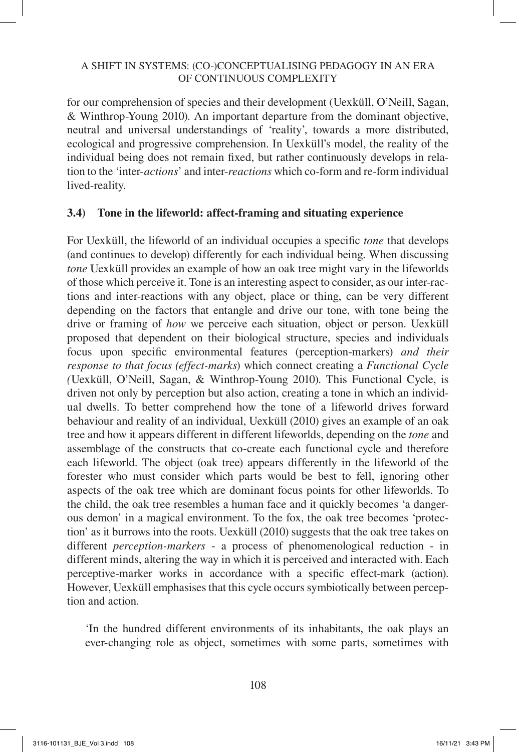for our comprehension of species and their development (Uexküll, O'Neill, Sagan, & Winthrop-Young 2010). An important departure from the dominant objective, neutral and universal understandings of 'reality', towards a more distributed, ecological and progressive comprehension. In Uexküll's model, the reality of the individual being does not remain fixed, but rather continuously develops in relation to the 'inter-*actions*' and inter-*reactions* which co-form and re-form individual lived-reality.

### 3.4) Tone in the lifeworld: affect-framing and situating experience

For Uexküll, the lifeworld of an individual occupies a specific *tone* that develops (and continues to develop) differently for each individual being. When discussing *tone* Uexküll provides an example of how an oak tree might vary in the lifeworlds of those which perceive it. Tone is an interesting aspect to consider, as our inter-ractions and inter-reactions with any object, place or thing, can be very different depending on the factors that entangle and drive our tone, with tone being the drive or framing of *how* we perceive each situation, object or person. Uexküll proposed that dependent on their biological structure, species and individuals focus upon specific environmental features (perception-markers) *and their response to that focus (effect-marks*) which connect creating a *Functional Cycle (*Uexküll, O'Neill, Sagan, & Winthrop-Young 2010). This Functional Cycle, is driven not only by perception but also action, creating a tone in which an individual dwells. To better comprehend how the tone of a lifeworld drives forward behaviour and reality of an individual, Uexküll (2010) gives an example of an oak tree and how it appears different in different lifeworlds, depending on the *tone* and assemblage of the constructs that co-create each functional cycle and therefore each lifeworld. The object (oak tree) appears differently in the lifeworld of the forester who must consider which parts would be best to fell, ignoring other aspects of the oak tree which are dominant focus points for other lifeworlds. To the child, the oak tree resembles a human face and it quickly becomes 'a dangerous demon' in a magical environment. To the fox, the oak tree becomes 'protection' as it burrows into the roots. Uexküll (2010) suggests that the oak tree takes on different *perception-markers* - a process of phenomenological reduction - in different minds, altering the way in which it is perceived and interacted with. Each perceptive-marker works in accordance with a specific effect-mark (action). However, Uexküll emphasises that this cycle occurs symbiotically between perception and action.

> 'In the hundred different environments of its inhabitants, the oak plays an ever-changing role as object, sometimes with some parts, sometimes with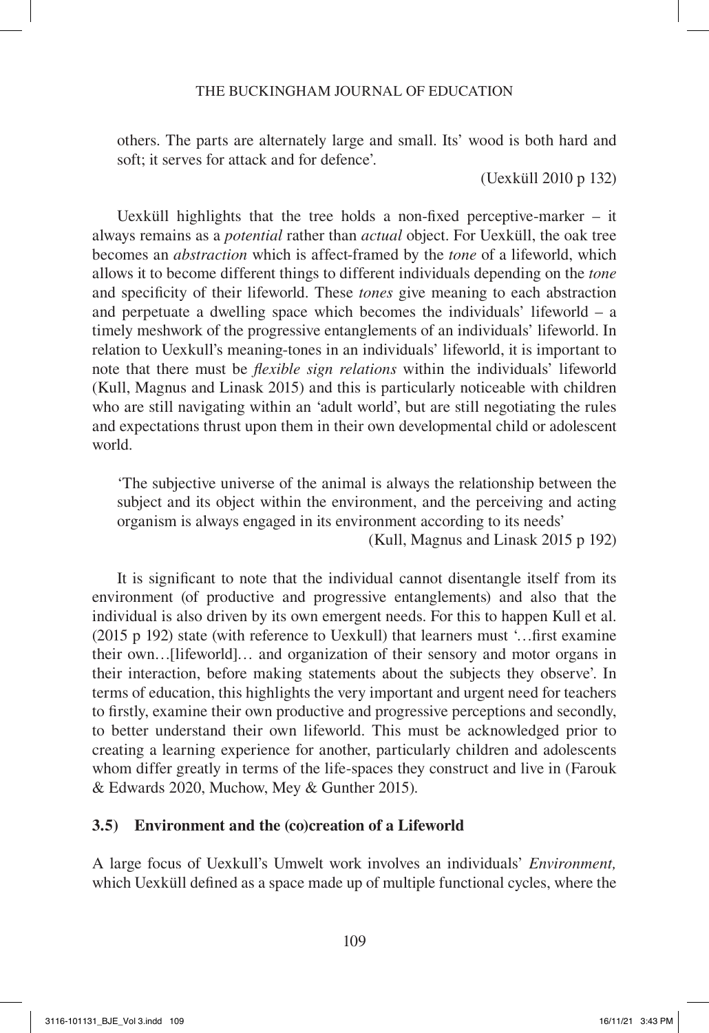others. The parts are alternately large and small. Its' wood is both hard and soft; it serves for attack and for defence'.

(Uexküll 2010 p 132)

Uexküll highlights that the tree holds a non-fixed perceptive-marker – it always remains as a *potential* rather than *actual* object. For Uexküll, the oak tree becomes an *abstraction* which is affect-framed by the *tone* of a lifeworld, which allows it to become different things to different individuals depending on the *tone* and specificity of their lifeworld. These *tones* give meaning to each abstraction and perpetuate a dwelling space which becomes the individuals' lifeworld – a timely meshwork of the progressive entanglements of an individuals' lifeworld. In relation to Uexkull's meaning-tones in an individuals' lifeworld, it is important to note that there must be *flexible sign relations* within the individuals' lifeworld (Kull, Magnus and Linask 2015) and this is particularly noticeable with children who are still navigating within an 'adult world', but are still negotiating the rules and expectations thrust upon them in their own developmental child or adolescent world.

'The subjective universe of the animal is always the relationship between the subject and its object within the environment, and the perceiving and acting organism is always engaged in its environment according to its needs'

(Kull, Magnus and Linask 2015 p 192)

It is significant to note that the individual cannot disentangle itself from its environment (of productive and progressive entanglements) and also that the individual is also driven by its own emergent needs. For this to happen Kull et al. (2015 p 192) state (with reference to Uexkull) that learners must '…first examine their own…[lifeworld]… and organization of their sensory and motor organs in their interaction, before making statements about the subjects they observe'. In terms of education, this highlights the very important and urgent need for teachers to firstly, examine their own productive and progressive perceptions and secondly, to better understand their own lifeworld. This must be acknowledged prior to creating a learning experience for another, particularly children and adolescents whom differ greatly in terms of the life-spaces they construct and live in (Farouk & Edwards 2020, Muchow, Mey & Gunther 2015).

### 3.5) Environment and the (co)creation of a Lifeworld

A large focus of Uexkull's Umwelt work involves an individuals' *Environment,* which Uexküll defined as a space made up of multiple functional cycles, where the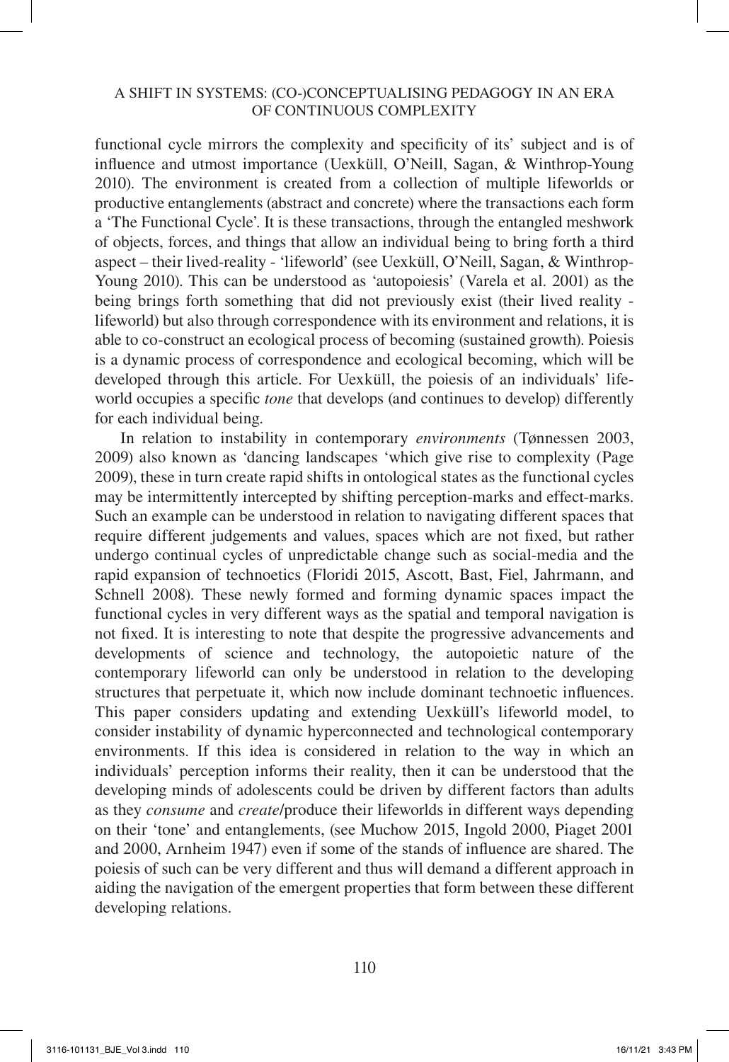functional cycle mirrors the complexity and specificity of its' subject and is of influence and utmost importance (Uexküll, O'Neill, Sagan, & Winthrop-Young 2010). The environment is created from a collection of multiple lifeworlds or productive entanglements (abstract and concrete) where the transactions each form a 'The Functional Cycle'. It is these transactions, through the entangled meshwork of objects, forces, and things that allow an individual being to bring forth a third aspect – their lived-reality - 'lifeworld' (see Uexküll, O'Neill, Sagan, & Winthrop-Young 2010). This can be understood as 'autopoiesis' (Varela et al. 2001) as the being brings forth something that did not previously exist (their lived reality - lifeworld) but also through correspondence with its environment and relations, it is able to co-construct an ecological process of becoming (sustained growth). Poiesis is a dynamic process of correspondence and ecological becoming, which will be developed through this article. For Uexküll, the poiesis of an individuals' life-world occupies a specific *tone* that develops (and continues to develop) differently for each individual being.

In relation to instability in contemporary *environments* (Tønnessen 2003, 2009) also known as 'dancing landscapes 'which give rise to complexity (Page 2009), these in turn create rapid shifts in ontological states as the functional cycles may be intermittently intercepted by shifting perception-marks and effect-marks. Such an example can be understood in relation to navigating different spaces that require different judgements and values, spaces which are not fixed, but rather undergo continual cycles of unpredictable change such as social-media and the rapid expansion of technoetics (Floridi 2015, Ascott, Bast, Fiel, Jahrmann, and Schnell 2008). These newly formed and forming dynamic spaces impact the functional cycles in very different ways as the spatial and temporal navigation is not fixed. It is interesting to note that despite the progressive advancements and developments of science and technology, the autopoietic nature of the contemporary lifeworld can only be understood in relation to the developing structures that perpetuate it, which now include dominant technoetic influences. This paper considers updating and extending Uexküll's lifeworld model, to consider instability of dynamic hyperconnected and technological contemporary environments. If this idea is considered in relation to the way in which an individuals' perception informs their reality, then it can be understood that the developing minds of adolescents could be driven by different factors than adults as they *consume* and *create*/produce their lifeworlds in different ways depending on their 'tone' and entanglements, (see Muchow 2015, Ingold 2000, Piaget 2001 and 2000, Arnheim 1947) even if some of the stands of influence are shared. The poiesis of such can be very different and thus will demand a different approach in aiding the navigation of the emergent properties that form between these different developing relations.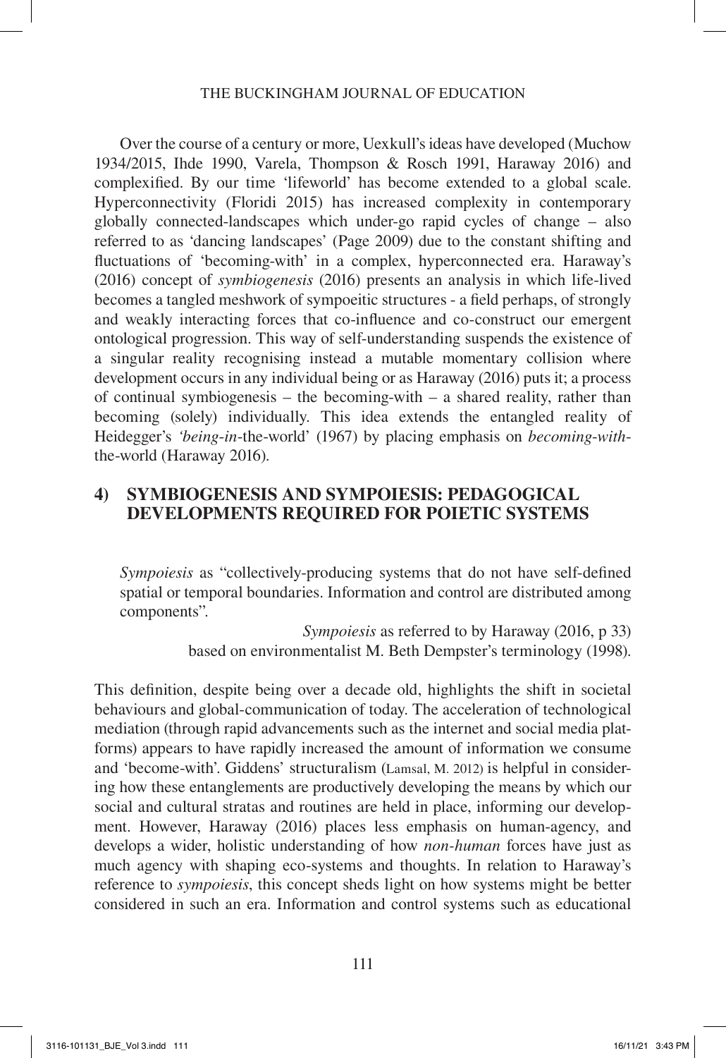Over the course of a century or more, Uexkull's ideas have developed (Muchow 1934/2015, Ihde 1990, Varela, Thompson & Rosch 1991, Haraway 2016) and complexified. By our time 'lifeworld' has become extended to a global scale. Hyperconnectivity (Floridi 2015) has increased complexity in contemporary globally connected-landscapes which under-go rapid cycles of change – also referred to as 'dancing landscapes' (Page 2009) due to the constant shifting and fluctuations of 'becoming-with' in a complex, hyperconnected era. Haraway's (2016) concept of *symbiogenesis* (2016) presents an analysis in which life-lived becomes a tangled meshwork of sympoeitic structures - a field perhaps, of strongly and weakly interacting forces that co-influence and co-construct our emergent ontological progression. This way of self-understanding suspends the existence of a singular reality recognising instead a mutable momentary collision where development occurs in any individual being or as Haraway (2016) puts it; a process of continual symbiogenesis – the becoming-with – a shared reality, rather than becoming (solely) individually. This idea extends the entangled reality of Heidegger's *'being-in*-the-world' (1967) by placing emphasis on *becoming-with*-the-world (Haraway 2016).

## 4) SYMBIOGENESIS AND SYMPOIESIS: PEDAGOGICAL DEVELOPMENTS REQUIRED FOR POIETIC SYSTEMS

> *Sympoiesis* as "collectively-producing systems that do not have self-defined spatial or temporal boundaries. Information and control are distributed among components".
>
> *Sympoiesis* as referred to by Haraway (2016, p 33) based on environmentalist M. Beth Dempster's terminology (1998).

This definition, despite being over a decade old, highlights the shift in societal behaviours and global-communication of today. The acceleration of technological mediation (through rapid advancements such as the internet and social media platforms) appears to have rapidly increased the amount of information we consume and 'become-with'. Giddens' structuralism (Lamsal, M. 2012) is helpful in considering how these entanglements are productively developing the means by which our social and cultural stratas and routines are held in place, informing our development. However, Haraway (2016) places less emphasis on human-agency, and develops a wider, holistic understanding of how *non-human* forces have just as much agency with shaping eco-systems and thoughts. In relation to Haraway's reference to *sympoiesis*, this concept sheds light on how systems might be better considered in such an era. Information and control systems such as educational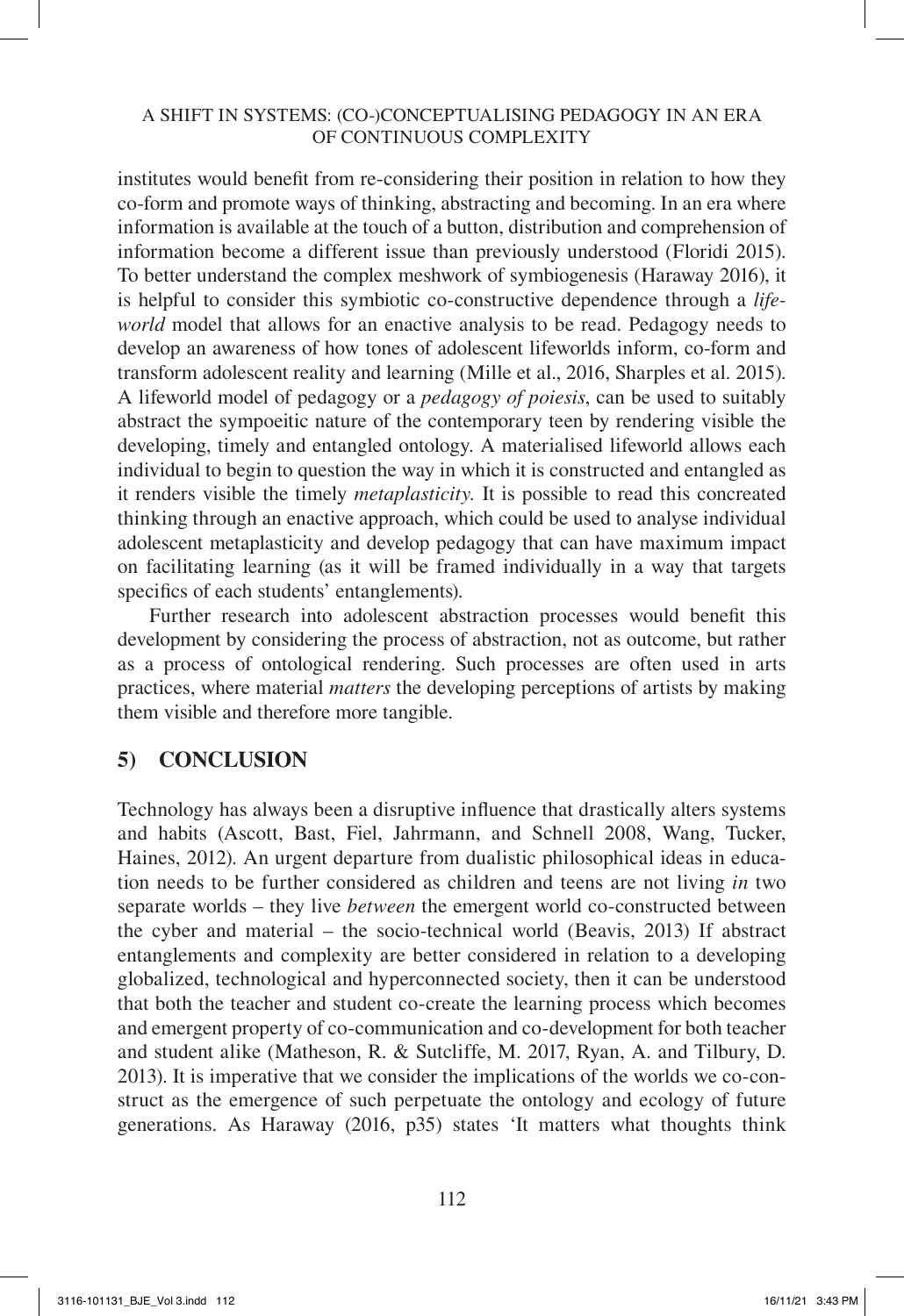institutes would benefit from re-considering their position in relation to how they co-form and promote ways of thinking, abstracting and becoming. In an era where information is available at the touch of a button, distribution and comprehension of information become a different issue than previously understood (Floridi 2015). To better understand the complex meshwork of symbiogenesis (Haraway 2016), it is helpful to consider this symbiotic co-constructive dependence through a *lifeworld* model that allows for an enactive analysis to be read. Pedagogy needs to develop an awareness of how tones of adolescent lifeworlds inform, co-form and transform adolescent reality and learning (Mille et al., 2016, Sharples et al. 2015). A lifeworld model of pedagogy or a *pedagogy of poiesis*, can be used to suitably abstract the sympoeitic nature of the contemporary teen by rendering visible the developing, timely and entangled ontology. A materialised lifeworld allows each individual to begin to question the way in which it is constructed and entangled as it renders visible the timely *metaplasticity.* It is possible to read this concreated thinking through an enactive approach, which could be used to analyse individual adolescent metaplasticity and develop pedagogy that can have maximum impact on facilitating learning (as it will be framed individually in a way that targets specifics of each students' entanglements).

Further research into adolescent abstraction processes would benefit this development by considering the process of abstraction, not as outcome, but rather as a process of ontological rendering. Such processes are often used in arts practices, where material *matters* the developing perceptions of artists by making them visible and therefore more tangible.

## 5) CONCLUSION

Technology has always been a disruptive influence that drastically alters systems and habits (Ascott, Bast, Fiel, Jahrmann, and Schnell 2008, Wang, Tucker, Haines, 2012). An urgent departure from dualistic philosophical ideas in education needs to be further considered as children and teens are not living *in* two separate worlds – they live *between* the emergent world co-constructed between the cyber and material – the socio-technical world (Beavis, 2013) If abstract entanglements and complexity are better considered in relation to a developing globalized, technological and hyperconnected society, then it can be understood that both the teacher and student co-create the learning process which becomes and emergent property of co-communication and co-development for both teacher and student alike (Matheson, R. & Sutcliffe, M. 2017, Ryan, A. and Tilbury, D. 2013). It is imperative that we consider the implications of the worlds we co-construct as the emergence of such perpetuate the ontology and ecology of future generations. As Haraway (2016, p35) states 'It matters what thoughts think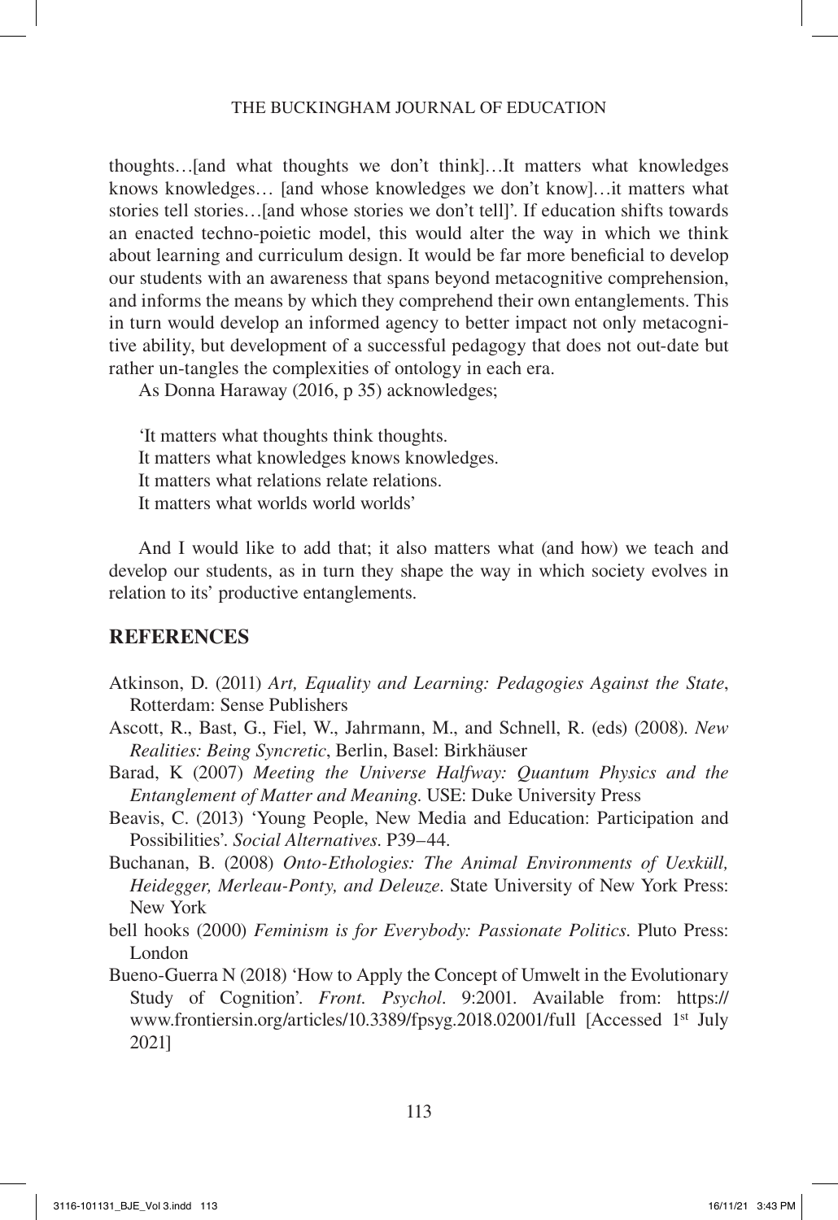thoughts…[and what thoughts we don't think]…It matters what knowledges knows knowledges… [and whose knowledges we don't know]…it matters what stories tell stories…[and whose stories we don't tell]'. If education shifts towards an enacted techno-poietic model, this would alter the way in which we think about learning and curriculum design. It would be far more beneficial to develop our students with an awareness that spans beyond metacognitive comprehension, and informs the means by which they comprehend their own entanglements. This in turn would develop an informed agency to better impact not only metacognitive ability, but development of a successful pedagogy that does not out-date but rather un-tangles the complexities of ontology in each era.

As Donna Haraway (2016, p 35) acknowledges;

> 'It matters what thoughts think thoughts.
> It matters what knowledges knows knowledges.
> It matters what relations relate relations.
> It matters what worlds world worlds'

And I would like to add that; it also matters what (and how) we teach and develop our students, as in turn they shape the way in which society evolves in relation to its' productive entanglements.

## REFERENCES

Atkinson, D. (2011) *Art, Equality and Learning: Pedagogies Against the State*, Rotterdam: Sense Publishers

Ascott, R., Bast, G., Fiel, W., Jahrmann, M., and Schnell, R. (eds) (2008). *New Realities: Being Syncretic*, Berlin, Basel: Birkhäuser

Barad, K (2007) *Meeting the Universe Halfway: Quantum Physics and the Entanglement of Matter and Meaning.* USE: Duke University Press

Beavis, C. (2013) 'Young People, New Media and Education: Participation and Possibilities'. *Social Alternatives*. P39–44.

Buchanan, B. (2008) *Onto-Ethologies: The Animal Environments of Uexküll, Heidegger, Merleau-Ponty, and Deleuze*. State University of New York Press: New York

bell hooks (2000) *Feminism is for Everybody: Passionate Politics*. Pluto Press: London

Bueno-Guerra N (2018) 'How to Apply the Concept of Umwelt in the Evolutionary Study of Cognition'. *Front. Psychol*. 9:2001. Available from: https://www.frontiersin.org/articles/10.3389/fpsyg.2018.02001/full [Accessed 1st July 2021]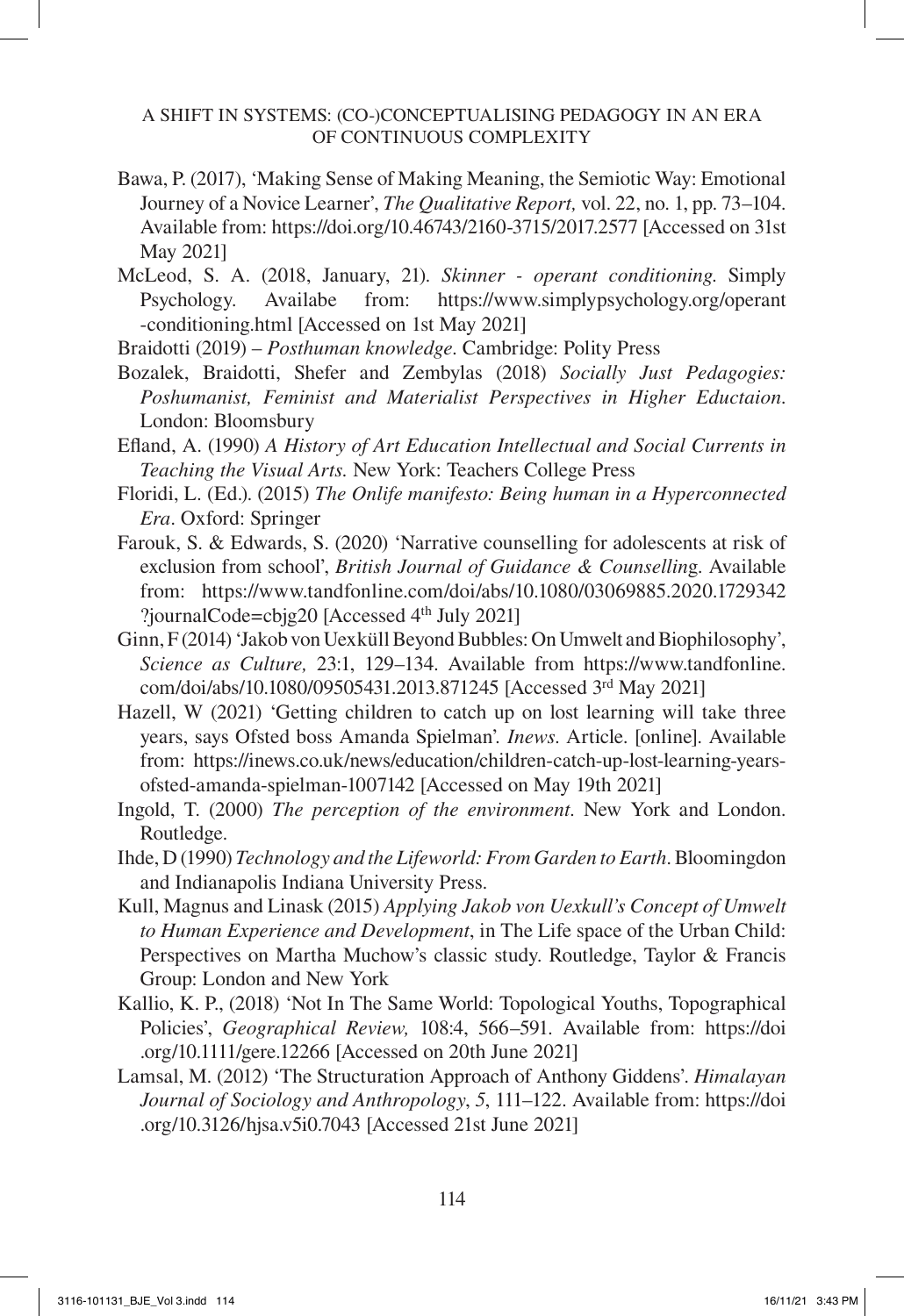Bawa, P. (2017), 'Making Sense of Making Meaning, the Semiotic Way: Emotional Journey of a Novice Learner', *The Qualitative Report,* vol. 22, no. 1, pp. 73–104. Available from: https://doi.org/10.46743/2160-3715/2017.2577 [Accessed on 31st May 2021]

McLeod, S. A. (2018, January, 21). *Skinner - operant conditioning.* Simply Psychology. Availabe from: https://www.simplypsychology.org/operant-conditioning.html [Accessed on 1st May 2021]

Braidotti (2019) – *Posthuman knowledge*. Cambridge: Polity Press

Bozalek, Braidotti, Shefer and Zembylas (2018) *Socially Just Pedagogies: Poshumanist, Feminist and Materialist Perspectives in Higher Eductaion*. London: Bloomsbury

Efland, A. (1990) *A History of Art Education Intellectual and Social Currents in Teaching the Visual Arts.* New York: Teachers College Press

Floridi, L. (Ed.). (2015) *The Onlife manifesto: Being human in a Hyperconnected Era*. Oxford: Springer

Farouk, S. & Edwards, S. (2020) 'Narrative counselling for adolescents at risk of exclusion from school', *British Journal of Guidance & Counselling*. Available from: https://www.tandfonline.com/doi/abs/10.1080/03069885.2020.1729342?journalCode=cbjg20 [Accessed 4th July 2021]

Ginn, F (2014) 'Jakob von Uexküll Beyond Bubbles: On Umwelt and Biophilosophy', *Science as Culture,* 23:1, 129–134. Available from https://www.tandfonline.com/doi/abs/10.1080/09505431.2013.871245 [Accessed 3rd May 2021]

Hazell, W (2021) 'Getting children to catch up on lost learning will take three years, says Ofsted boss Amanda Spielman'. *Inews*. Article. [online]. Available from: https://inews.co.uk/news/education/children-catch-up-lost-learning-years-ofsted-amanda-spielman-1007142 [Accessed on May 19th 2021]

Ingold, T. (2000) *The perception of the environment*. New York and London. Routledge.

Ihde, D (1990) *Technology and the Lifeworld: From Garden to Earth*. Bloomingdon and Indianapolis Indiana University Press.

Kull, Magnus and Linask (2015) *Applying Jakob von Uexkull's Concept of Umwelt to Human Experience and Development*, in The Life space of the Urban Child: Perspectives on Martha Muchow's classic study. Routledge, Taylor & Francis Group: London and New York

Kallio, K. P., (2018) 'Not In The Same World: Topological Youths, Topographical Policies', *Geographical Review,* 108:4, 566–591. Available from: https://doi.org/10.1111/gere.12266 [Accessed on 20th June 2021]

Lamsal, M. (2012) 'The Structuration Approach of Anthony Giddens'. *Himalayan Journal of Sociology and Anthropology*, *5*, 111–122. Available from: https://doi.org/10.3126/hjsa.v5i0.7043 [Accessed 21st June 2021]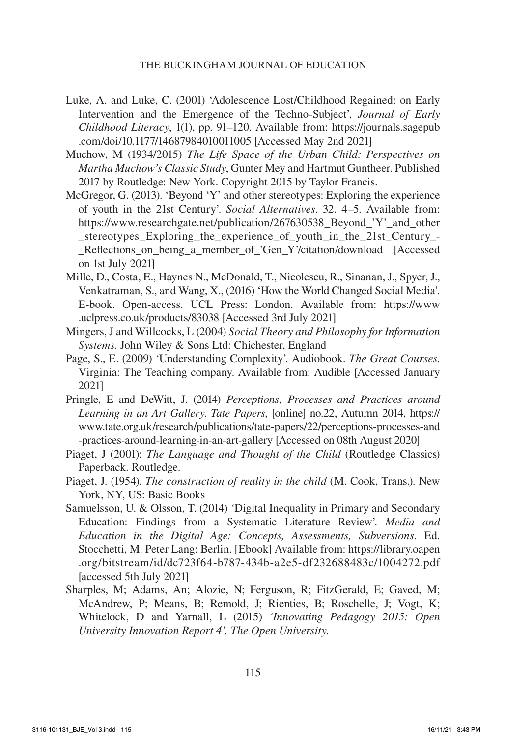Luke, A. and Luke, C. (2001) 'Adolescence Lost/Childhood Regained: on Early Intervention and the Emergence of the Techno-Subject', *Journal of Early Childhood Literacy*, 1(1), pp. 91–120. Available from: https://journals.sagepub.com/doi/10.1177/14687984010011005 [Accessed May 2nd 2021]

Muchow, M (1934/2015) *The Life Space of the Urban Child: Perspectives on Martha Muchow's Classic Study*, Gunter Mey and Hartmut Guntheer. Published 2017 by Routledge: New York. Copyright 2015 by Taylor Francis.

McGregor, G. (2013). 'Beyond 'Y' and other stereotypes: Exploring the experience of youth in the 21st Century'. *Social Alternatives.* 32. 4–5. Available from: https://www.researchgate.net/publication/267630538_Beyond_'Y'_and_other_stereotypes_Exploring_the_experience_of_youth_in_the_21st_Century_-_Reflections_on_being_a_member_of_'Gen_Y'/citation/download [Accessed on 1st July 2021]

Mille, D., Costa, E., Haynes N., McDonald, T., Nicolescu, R., Sinanan, J., Spyer, J., Venkatraman, S., and Wang, X., (2016) 'How the World Changed Social Media'. E-book. Open-access. UCL Press: London. Available from: https://www.uclpress.co.uk/products/83038 [Accessed 3rd July 2021]

Mingers, J and Willcocks, L (2004) *Social Theory and Philosophy for Information Systems*. John Wiley & Sons Ltd: Chichester, England

Page, S., E. (2009) 'Understanding Complexity'. Audiobook. *The Great Courses.* Virginia: The Teaching company. Available from: Audible [Accessed January 2021]

Pringle, E and DeWitt, J. (2014) *Perceptions, Processes and Practices around Learning in an Art Gallery. Tate Papers*, [online] no.22, Autumn 2014, https://www.tate.org.uk/research/publications/tate-papers/22/perceptions-processes-and-practices-around-learning-in-an-art-gallery [Accessed on 08th August 2020]

Piaget, J (2001): *The Language and Thought of the Child* (Routledge Classics) Paperback. Routledge.

Piaget, J. (1954). *The construction of reality in the child* (M. Cook, Trans.). New York, NY, US: Basic Books

Samuelsson, U. & Olsson, T. (2014) 'Digital Inequality in Primary and Secondary Education: Findings from a Systematic Literature Review'. *Media and Education in the Digital Age: Concepts, Assessments, Subversions.* Ed. Stocchetti, M. Peter Lang: Berlin. [Ebook] Available from: https://library.oapen.org/bitstream/id/dc723f64-b787-434b-a2e5-df232688483c/1004272.pdf [accessed 5th July 2021]

Sharples, M; Adams, An; Alozie, N; Ferguson, R; FitzGerald, E; Gaved, M; McAndrew, P; Means, B; Remold, J; Rienties, B; Roschelle, J; Vogt, K; Whitelock, D and Yarnall, L (2015) *'Innovating Pedagogy 2015: Open University Innovation Report 4'. The Open University.*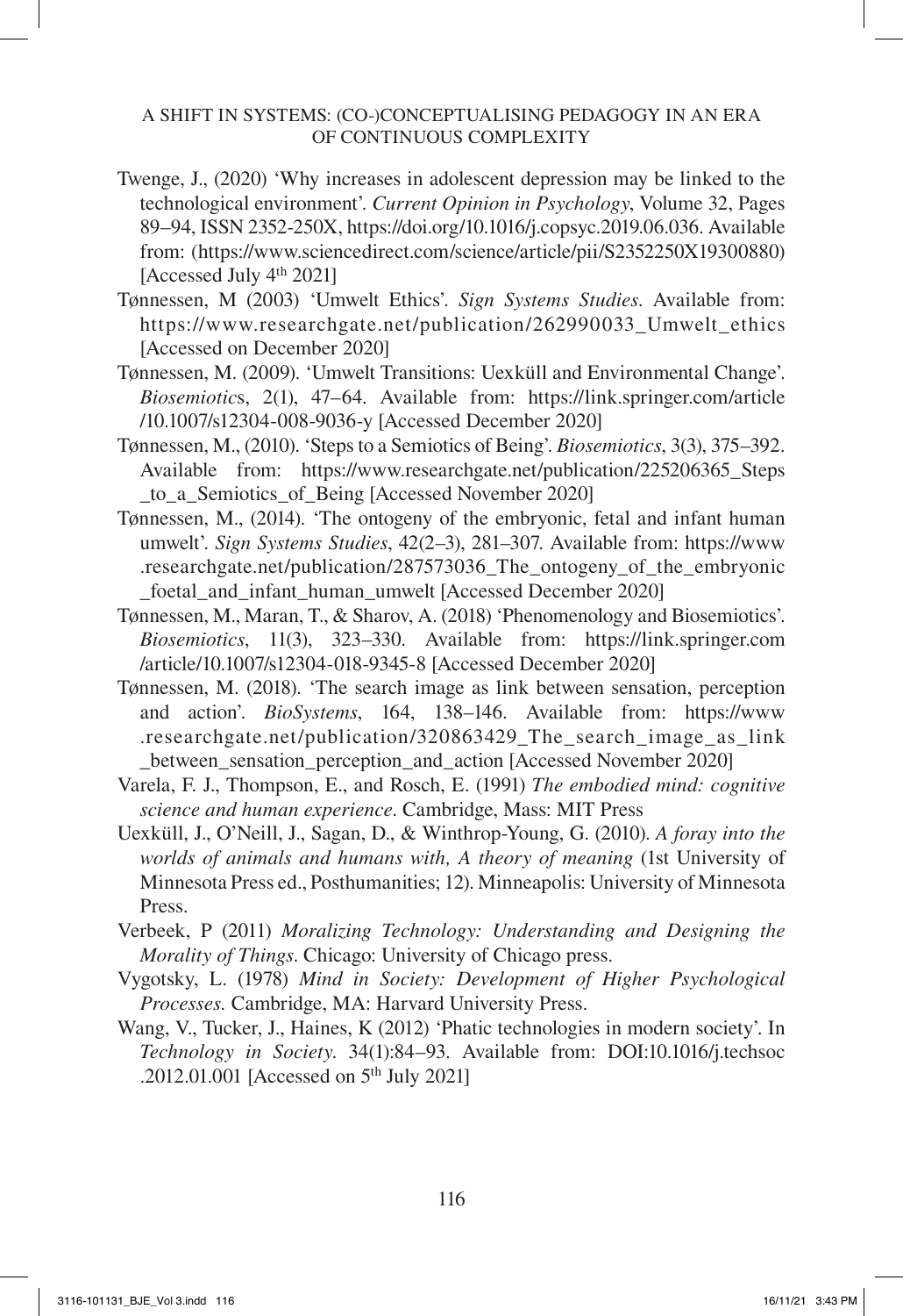Twenge, J., (2020) 'Why increases in adolescent depression may be linked to the technological environment'. *Current Opinion in Psychology*, Volume 32, Pages 89–94, ISSN 2352-250X, https://doi.org/10.1016/j.copsyc.2019.06.036. Available from: (https://www.sciencedirect.com/science/article/pii/S2352250X19300880) [Accessed July 4th 2021]

Tønnessen, M (2003) 'Umwelt Ethics'. *Sign Systems Studies*. Available from: https://www.researchgate.net/publication/262990033_Umwelt_ethics [Accessed on December 2020]

Tønnessen, M. (2009). 'Umwelt Transitions: Uexküll and Environmental Change'. *Biosemiotics*, 2(1), 47–64. Available from: https://link.springer.com/article/10.1007/s12304-008-9036-y [Accessed December 2020]

Tønnessen, M., (2010). 'Steps to a Semiotics of Being'. *Biosemiotics*, 3(3), 375–392. Available from: https://www.researchgate.net/publication/225206365_Steps_to_a_Semiotics_of_Being [Accessed November 2020]

Tønnessen, M., (2014). 'The ontogeny of the embryonic, fetal and infant human umwelt'. *Sign Systems Studies*, 42(2–3), 281–307. Available from: https://www.researchgate.net/publication/287573036_The_ontogeny_of_the_embryonic_foetal_and_infant_human_umwelt [Accessed December 2020]

Tønnessen, M., Maran, T., & Sharov, A. (2018) 'Phenomenology and Biosemiotics'. *Biosemiotics*, 11(3), 323–330. Available from: https://link.springer.com/article/10.1007/s12304-018-9345-8 [Accessed December 2020]

Tønnessen, M. (2018). 'The search image as link between sensation, perception and action'. *BioSystems*, 164, 138–146. Available from: https://www.researchgate.net/publication/320863429_The_search_image_as_link_between_sensation_perception_and_action [Accessed November 2020]

Varela, F. J., Thompson, E., and Rosch, E. (1991) *The embodied mind: cognitive science and human experience*. Cambridge, Mass: MIT Press

Uexküll, J., O'Neill, J., Sagan, D., & Winthrop-Young, G. (2010). *A foray into the worlds of animals and humans with, A theory of meaning* (1st University of Minnesota Press ed., Posthumanities; 12). Minneapolis: University of Minnesota Press.

Verbeek, P (2011) *Moralizing Technology: Understanding and Designing the Morality of Things*. Chicago: University of Chicago press.

Vygotsky, L. (1978) *Mind in Society: Development of Higher Psychological Processes.* Cambridge, MA: Harvard University Press.

Wang, V., Tucker, J., Haines, K (2012) 'Phatic technologies in modern society'. In *Technology in Society*. 34(1):84–93. Available from: DOI:10.1016/j.techsoc.2012.01.001 [Accessed on 5th July 2021]